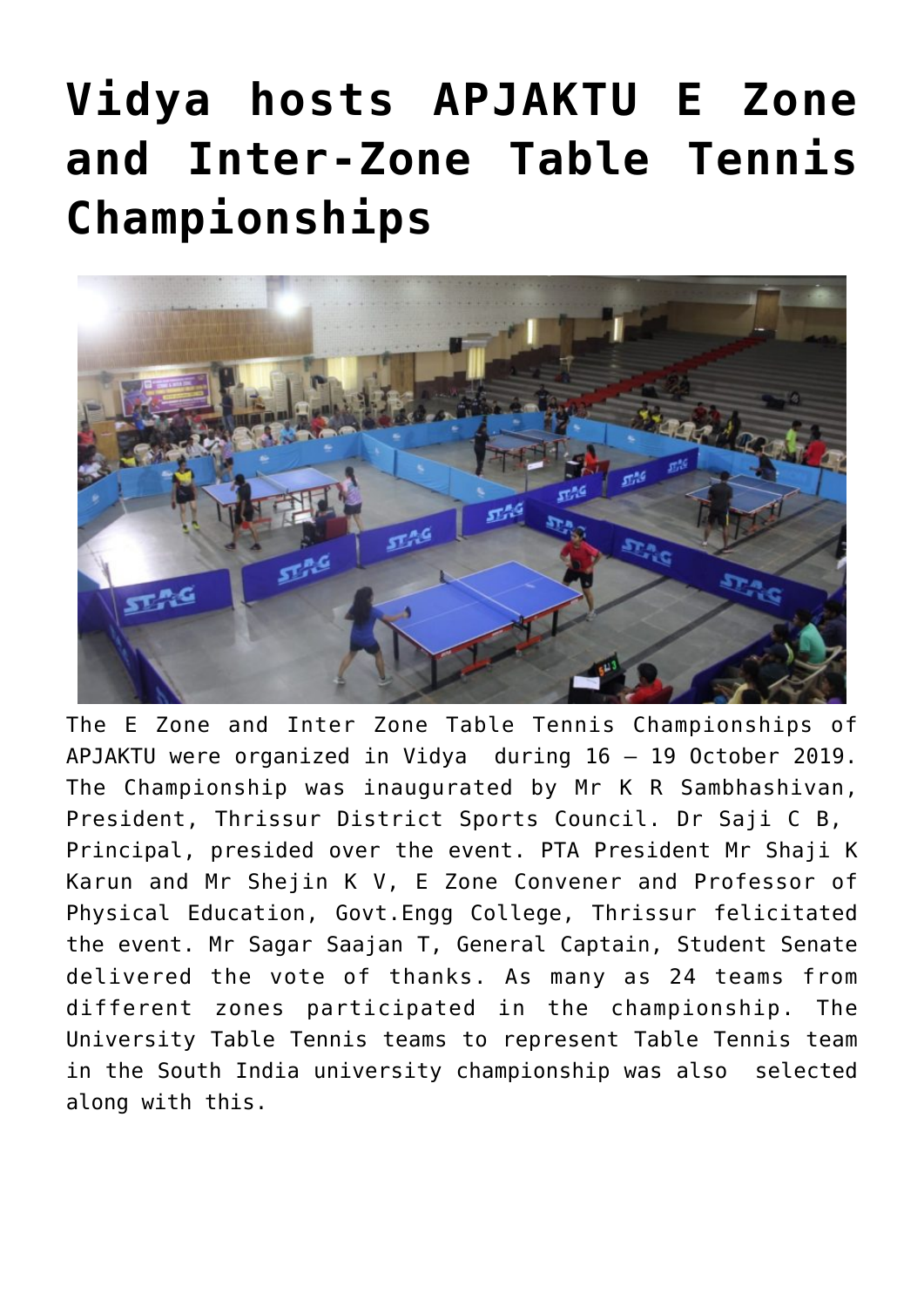# Vidya hosts APJAKTU E Zone and Inter-Zone Table Tennis Championships

The E Zone and Inter Zone Table Tennis Championships of APJAKTU were organized in Vidya during 16 – 19 October 2019. The Championship was inaugurated by Mr K R Sambhashivan, President, Thrissur District Sports Council. Dr Saji C B, Principal, presided over the event. PTA President Mr Shaji K Karun and Mr Shejin K V, E Zone Convener and Professor of Physical Education, Govt.Engg College, Thrissur felicitated the event. Mr Sagar Saajan T, General Captain, Student Senate delivered the vote of thanks. As many as 24 teams from different zones participated in the championship. The University Table Tennis teams to represent Table Tennis team in the South India university championship was also selected along with this.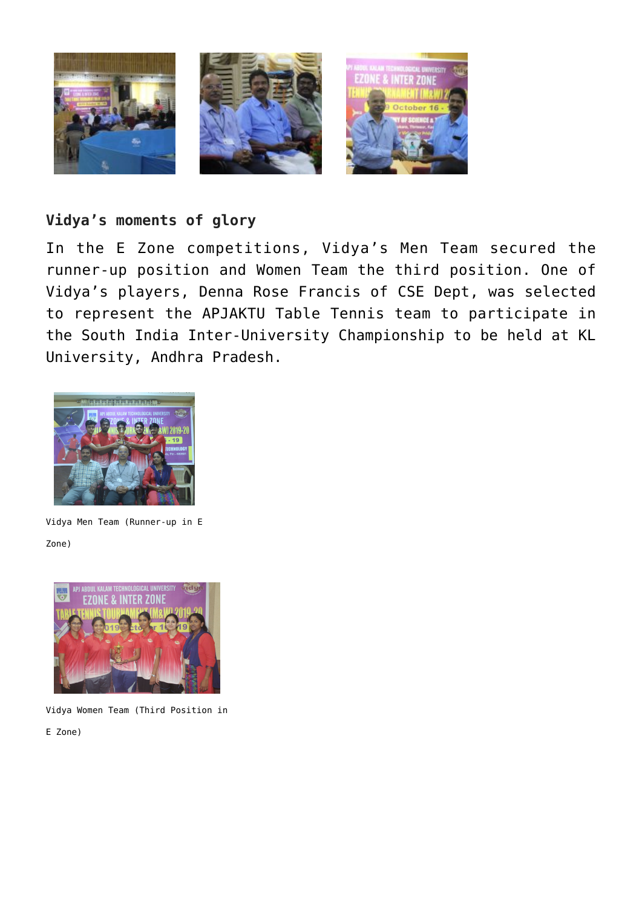**Vidya's moments of glory**

In the E Zone competitions, Vidya's Men Team secured the runner-up position and Women Team the third position. One of Vidya's players, Denna Rose Francis of CSE Dept, was selected to represent the APJAKTU Table Tennis team to participate in the South India Inter-University Championship to be held at KL University, Andhra Pradesh.

Vidya Men Team (Runner-up in E Zone)

Vidya Women Team (Third Position in E Zone)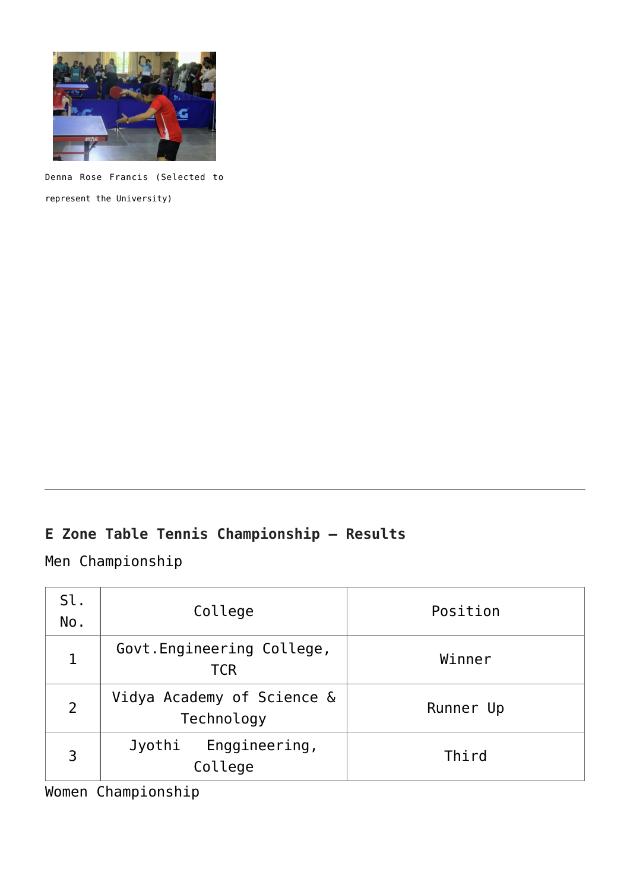Denna Rose Francis (Selected to represent the University)

---

**E Zone Table Tennis Championship – Results**

Men Championship

| Sl. No. | College | Position |
|---|---|---|
| 1 | Govt.Engineering College, TCR | Winner |
| 2 | Vidya Academy of Science & Technology | Runner Up |
| 3 | Jyothi Enggineering, College | Third |

Women Championship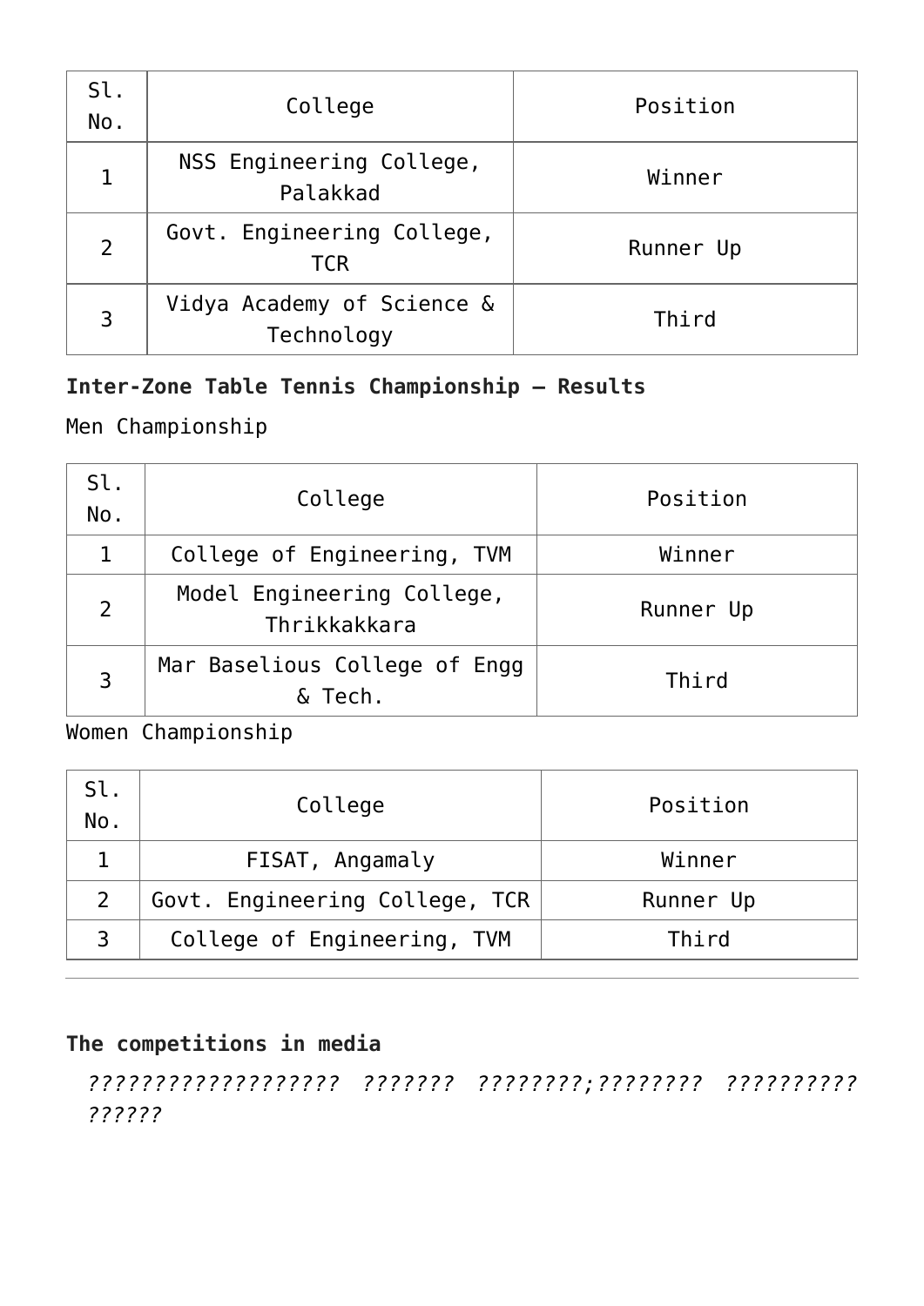| Sl. No. | College | Position |
|---|---|---|
| 1 | NSS Engineering College, Palakkad | Winner |
| 2 | Govt. Engineering College, TCR | Runner Up |
| 3 | Vidya Academy of Science & Technology | Third |

**Inter-Zone Table Tennis Championship – Results**

Men Championship

| Sl. No. | College | Position |
|---|---|---|
| 1 | College of Engineering, TVM | Winner |
| 2 | Model Engineering College, Thrikkakkara | Runner Up |
| 3 | Mar Baselious College of Engg & Tech. | Third |

Women Championship

| Sl. No. | College | Position |
|---|---|---|
| 1 | FISAT, Angamaly | Winner |
| 2 | Govt. Engineering College, TCR | Runner Up |
| 3 | College of Engineering, TVM | Third |

---

**The competitions in media**

*?????????????????? ??????? ????????;???????? ?????????? ??????*